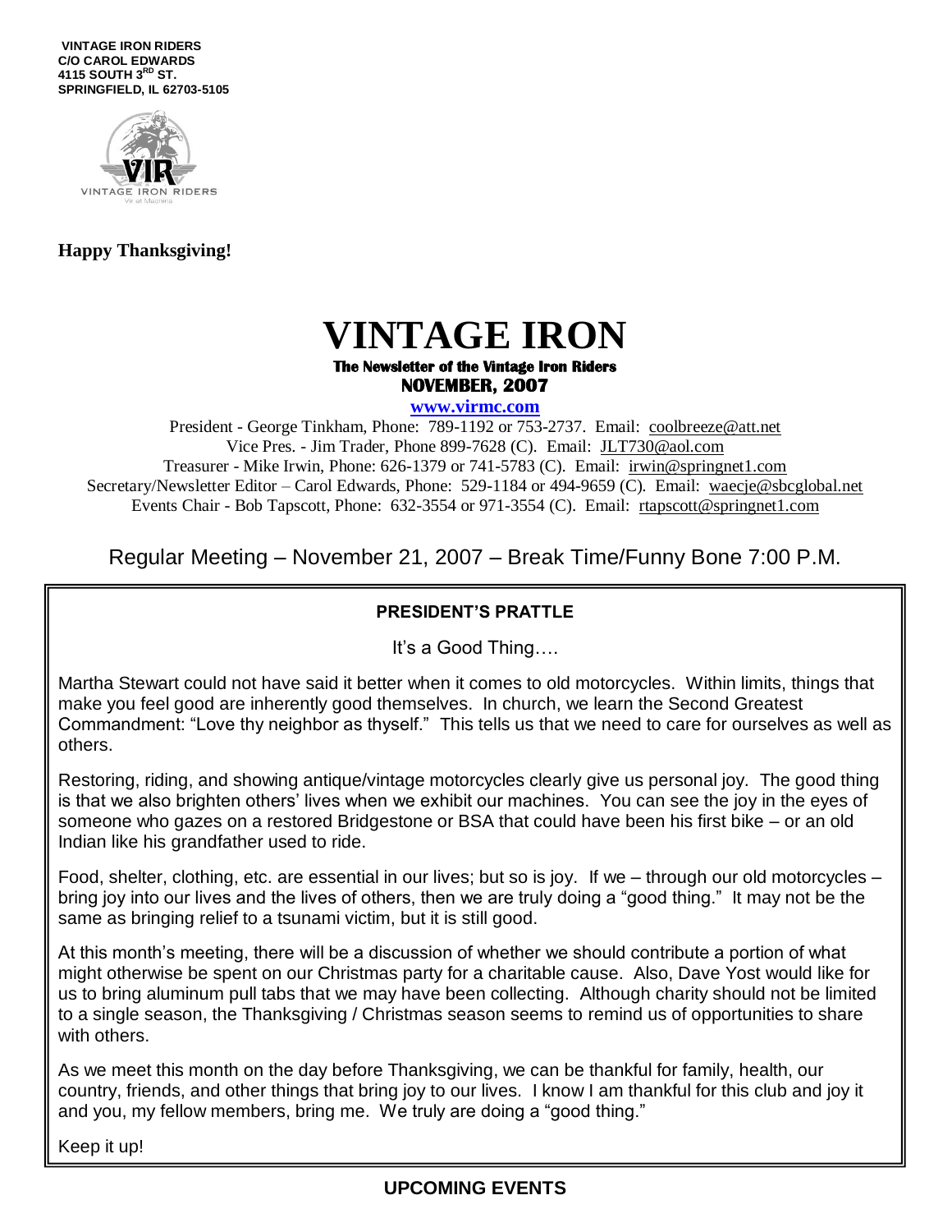VINTAGE IRON RIDERS
C/O CAROL EDWARDS
4115 SOUTH 3RD ST.
SPRINGFIELD, IL 62703-5105

**Happy Thanksgiving!**

# VINTAGE IRON

**The Newsletter of the Vintage Iron Riders**

**NOVEMBER, 2007**

**www.virmc.com**

President - George Tinkham, Phone: 789-1192 or 753-2737. Email: coolbreeze@att.net
Vice Pres. - Jim Trader, Phone 899-7628 (C). Email: JLT730@aol.com
Treasurer - Mike Irwin, Phone: 626-1379 or 741-5783 (C). Email: irwin@springnet1.com
Secretary/Newsletter Editor – Carol Edwards, Phone: 529-1184 or 494-9659 (C). Email: waecje@sbcglobal.net
Events Chair - Bob Tapscott, Phone: 632-3554 or 971-3554 (C). Email: rtapscott@springnet1.com

Regular Meeting – November 21, 2007 – Break Time/Funny Bone 7:00 P.M.

## PRESIDENT'S PRATTLE

It's a Good Thing….

Martha Stewart could not have said it better when it comes to old motorcycles. Within limits, things that make you feel good are inherently good themselves. In church, we learn the Second Greatest Commandment: "Love thy neighbor as thyself." This tells us that we need to care for ourselves as well as others.

Restoring, riding, and showing antique/vintage motorcycles clearly give us personal joy. The good thing is that we also brighten others' lives when we exhibit our machines. You can see the joy in the eyes of someone who gazes on a restored Bridgestone or BSA that could have been his first bike – or an old Indian like his grandfather used to ride.

Food, shelter, clothing, etc. are essential in our lives; but so is joy. If we – through our old motorcycles – bring joy into our lives and the lives of others, then we are truly doing a "good thing." It may not be the same as bringing relief to a tsunami victim, but it is still good.

At this month's meeting, there will be a discussion of whether we should contribute a portion of what might otherwise be spent on our Christmas party for a charitable cause. Also, Dave Yost would like for us to bring aluminum pull tabs that we may have been collecting. Although charity should not be limited to a single season, the Thanksgiving / Christmas season seems to remind us of opportunities to share with others.

As we meet this month on the day before Thanksgiving, we can be thankful for family, health, our country, friends, and other things that bring joy to our lives. I know I am thankful for this club and joy it and you, my fellow members, bring me. We truly are doing a "good thing."

Keep it up!

## UPCOMING EVENTS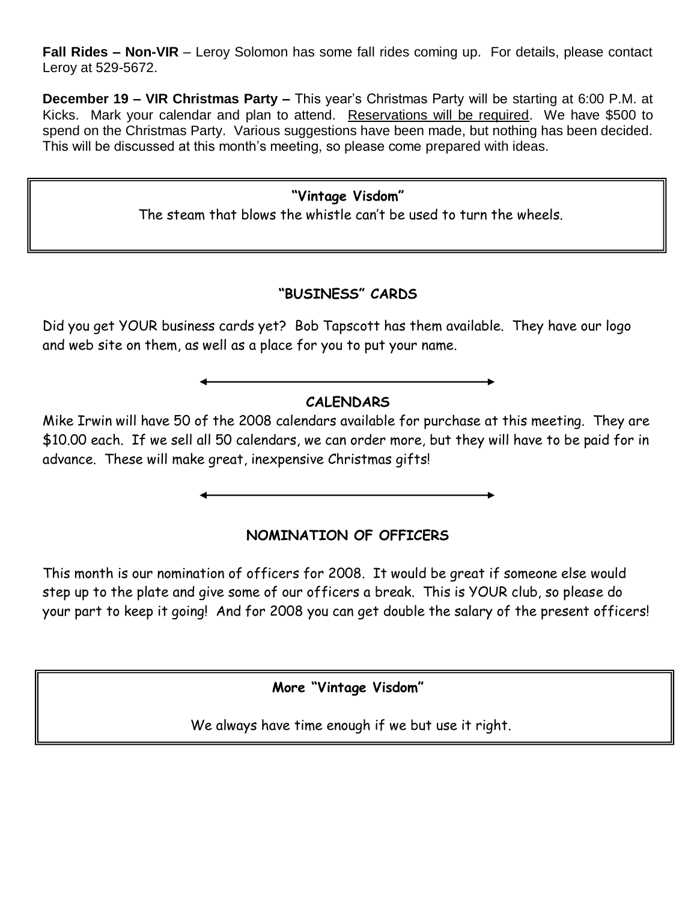**Fall Rides – Non-VIR** – Leroy Solomon has some fall rides coming up. For details, please contact Leroy at 529-5672.

**December 19 – VIR Christmas Party –** This year's Christmas Party will be starting at 6:00 P.M. at Kicks. Mark your calendar and plan to attend. Reservations will be required. We have $500 to spend on the Christmas Party. Various suggestions have been made, but nothing has been decided. This will be discussed at this month's meeting, so please come prepared with ideas.

**"Vintage Visdom"**

The steam that blows the whistle can't be used to turn the wheels.

### "BUSINESS" CARDS

Did you get YOUR business cards yet? Bob Tapscott has them available. They have our logo and web site on them, as well as a place for you to put your name.

### CALENDARS

Mike Irwin will have 50 of the 2008 calendars available for purchase at this meeting. They are $10.00 each. If we sell all 50 calendars, we can order more, but they will have to be paid for in advance. These will make great, inexpensive Christmas gifts!

### NOMINATION OF OFFICERS

This month is our nomination of officers for 2008. It would be great if someone else would step up to the plate and give some of our officers a break. This is YOUR club, so please do your part to keep it going! And for 2008 you can get double the salary of the present officers!

**More "Vintage Visdom"**

We always have time enough if we but use it right.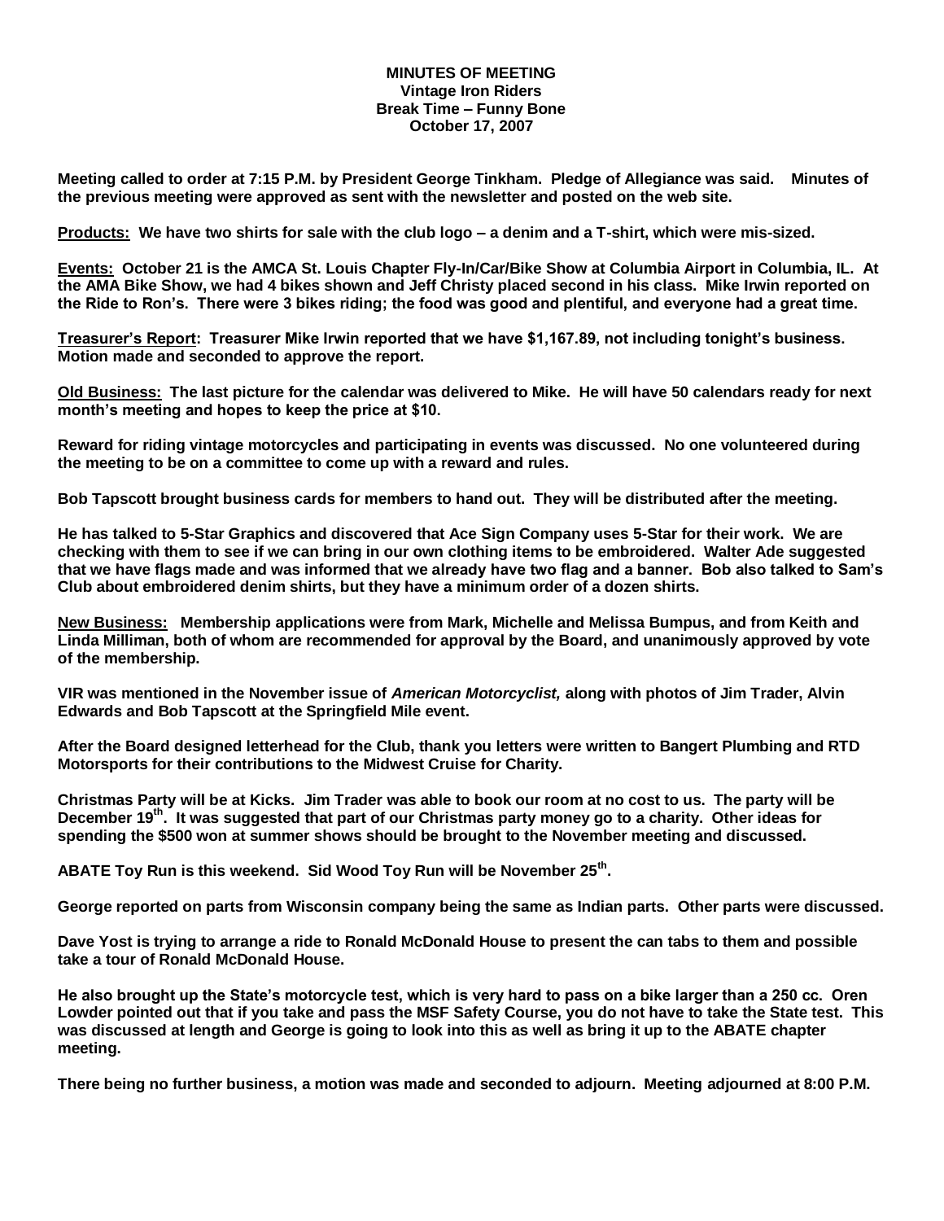**MINUTES OF MEETING**
**Vintage Iron Riders**
**Break Time – Funny Bone**
**October 17, 2007**

**Meeting called to order at 7:15 P.M. by President George Tinkham. Pledge of Allegiance was said. Minutes of the previous meeting were approved as sent with the newsletter and posted on the web site.**

**Products:** **We have two shirts for sale with the club logo – a denim and a T-shirt, which were mis-sized.**

**Events:** **October 21 is the AMCA St. Louis Chapter Fly-In/Car/Bike Show at Columbia Airport in Columbia, IL. At the AMA Bike Show, we had 4 bikes shown and Jeff Christy placed second in his class. Mike Irwin reported on the Ride to Ron's. There were 3 bikes riding; the food was good and plentiful, and everyone had a great time.**

**Treasurer's Report:** **Treasurer Mike Irwin reported that we have $1,167.89, not including tonight's business. Motion made and seconded to approve the report.**

**Old Business:** **The last picture for the calendar was delivered to Mike. He will have 50 calendars ready for next month's meeting and hopes to keep the price at $10.**

**Reward for riding vintage motorcycles and participating in events was discussed. No one volunteered during the meeting to be on a committee to come up with a reward and rules.**

**Bob Tapscott brought business cards for members to hand out. They will be distributed after the meeting.**

**He has talked to 5-Star Graphics and discovered that Ace Sign Company uses 5-Star for their work. We are checking with them to see if we can bring in our own clothing items to be embroidered. Walter Ade suggested that we have flags made and was informed that we already have two flag and a banner. Bob also talked to Sam's Club about embroidered denim shirts, but they have a minimum order of a dozen shirts.**

**New Business:** **Membership applications were from Mark, Michelle and Melissa Bumpus, and from Keith and Linda Milliman, both of whom are recommended for approval by the Board, and unanimously approved by vote of the membership.**

**VIR was mentioned in the November issue of *American Motorcyclist,* along with photos of Jim Trader, Alvin Edwards and Bob Tapscott at the Springfield Mile event.**

**After the Board designed letterhead for the Club, thank you letters were written to Bangert Plumbing and RTD Motorsports for their contributions to the Midwest Cruise for Charity.**

**Christmas Party will be at Kicks. Jim Trader was able to book our room at no cost to us. The party will be December 19th. It was suggested that part of our Christmas party money go to a charity. Other ideas for spending the $500 won at summer shows should be brought to the November meeting and discussed.**

**ABATE Toy Run is this weekend. Sid Wood Toy Run will be November 25th.**

**George reported on parts from Wisconsin company being the same as Indian parts. Other parts were discussed.**

**Dave Yost is trying to arrange a ride to Ronald McDonald House to present the can tabs to them and possible take a tour of Ronald McDonald House.**

**He also brought up the State's motorcycle test, which is very hard to pass on a bike larger than a 250 cc. Oren Lowder pointed out that if you take and pass the MSF Safety Course, you do not have to take the State test. This was discussed at length and George is going to look into this as well as bring it up to the ABATE chapter meeting.**

**There being no further business, a motion was made and seconded to adjourn. Meeting adjourned at 8:00 P.M.**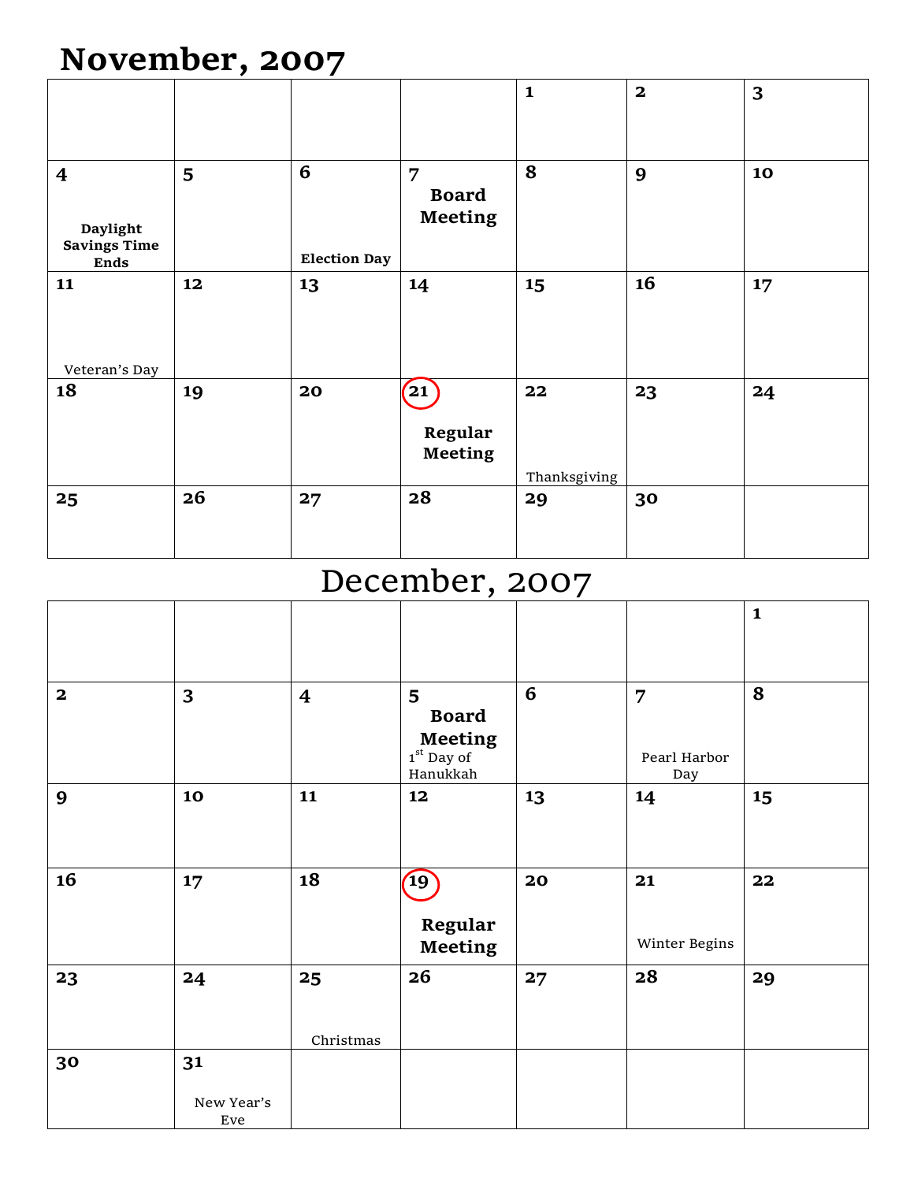# November, 2007

| | | | | | | |
|---|---|---|---|---|---|---|
| | | | | 1 | 2 | 3 |
| 4 Daylight Savings Time Ends | 5 | 6 Election Day | 7 Board Meeting | 8 | 9 | 10 |
| 11 Veteran's Day | 12 | 13 | 14 | 15 | 16 | 17 |
| 18 | 19 | 20 | 21 Regular Meeting | 22 Thanksgiving | 23 | 24 |
| 25 | 26 | 27 | 28 | 29 | 30 | |

# December, 2007

| | | | | | | |
|---|---|---|---|---|---|---|
| | | | | | | 1 |
| 2 | 3 | 4 | 5 Board Meeting 1st Day of Hanukkah | 6 | 7 Pearl Harbor Day | 8 |
| 9 | 10 | 11 | 12 | 13 | 14 | 15 |
| 16 | 17 | 18 | 19 Regular Meeting | 20 | 21 Winter Begins | 22 |
| 23 | 24 | 25 Christmas | 26 | 27 | 28 | 29 |
| 30 | 31 New Year's Eve | | | | | |